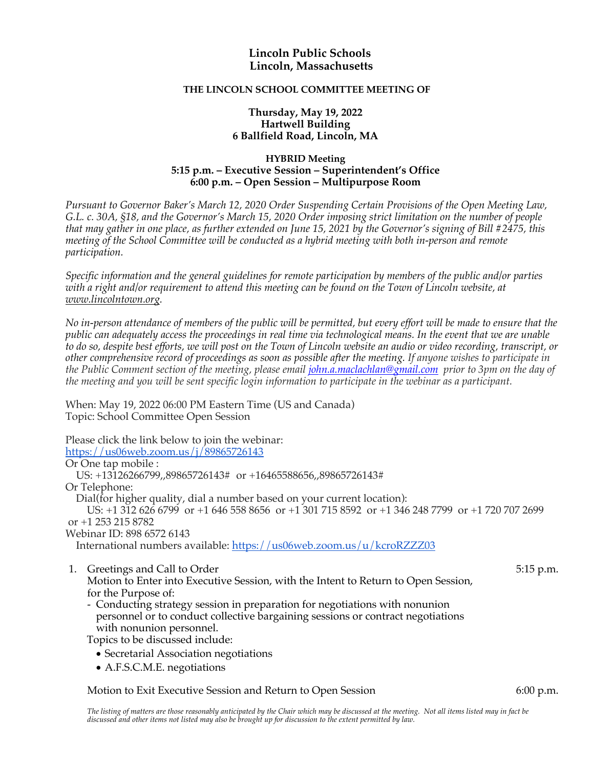# Lincoln Public Schools
# Lincoln, Massachusetts

**THE LINCOLN SCHOOL COMMITTEE MEETING OF**

**Thursday, May 19, 2022**
**Hartwell Building**
**6 Ballfield Road, Lincoln, MA**

**HYBRID Meeting**
**5:15 p.m. – Executive Session – Superintendent's Office**
**6:00 p.m. – Open Session – Multipurpose Room**

*Pursuant to Governor Baker's March 12, 2020 Order Suspending Certain Provisions of the Open Meeting Law, G.L. c. 30A, §18, and the Governor's March 15, 2020 Order imposing strict limitation on the number of people that may gather in one place, as further extended on June 15, 2021 by the Governor's signing of Bill #2475, this meeting of the School Committee will be conducted as a hybrid meeting with both in-person and remote participation.*

*Specific information and the general guidelines for remote participation by members of the public and/or parties with a right and/or requirement to attend this meeting can be found on the Town of Lincoln website, at www.lincolntown.org.*

*No in-person attendance of members of the public will be permitted, but every effort will be made to ensure that the public can adequately access the proceedings in real time via technological means. In the event that we are unable to do so, despite best efforts, we will post on the Town of Lincoln website an audio or video recording, transcript, or other comprehensive record of proceedings as soon as possible after the meeting. If anyone wishes to participate in the Public Comment section of the meeting, please email john.a.maclachlan@gmail.com prior to 3pm on the day of the meeting and you will be sent specific login information to participate in the webinar as a participant.*

When: May 19, 2022 06:00 PM Eastern Time (US and Canada)
Topic: School Committee Open Session

Please click the link below to join the webinar:
https://us06web.zoom.us/j/89865726143
Or One tap mobile :
US: +13126266799,,89865726143# or +16465588656,,89865726143#
Or Telephone:
Dial(for higher quality, dial a number based on your current location):
US: +1 312 626 6799 or +1 646 558 8656 or +1 301 715 8592 or +1 346 248 7799 or +1 720 707 2699 or +1 253 215 8782
Webinar ID: 898 6572 6143
International numbers available: https://us06web.zoom.us/u/kcroRZZZ03

1. Greetings and Call to Order — 5:15 p.m.
   Motion to Enter into Executive Session, with the Intent to Return to Open Session, for the Purpose of:
   - Conducting strategy session in preparation for negotiations with nonunion personnel or to conduct collective bargaining sessions or contract negotiations with nonunion personnel.

   Topics to be discussed include:
   - Secretarial Association negotiations
   - A.F.S.C.M.E. negotiations

   Motion to Exit Executive Session and Return to Open Session — 6:00 p.m.

*The listing of matters are those reasonably anticipated by the Chair which may be discussed at the meeting. Not all items listed may in fact be discussed and other items not listed may also be brought up for discussion to the extent permitted by law.*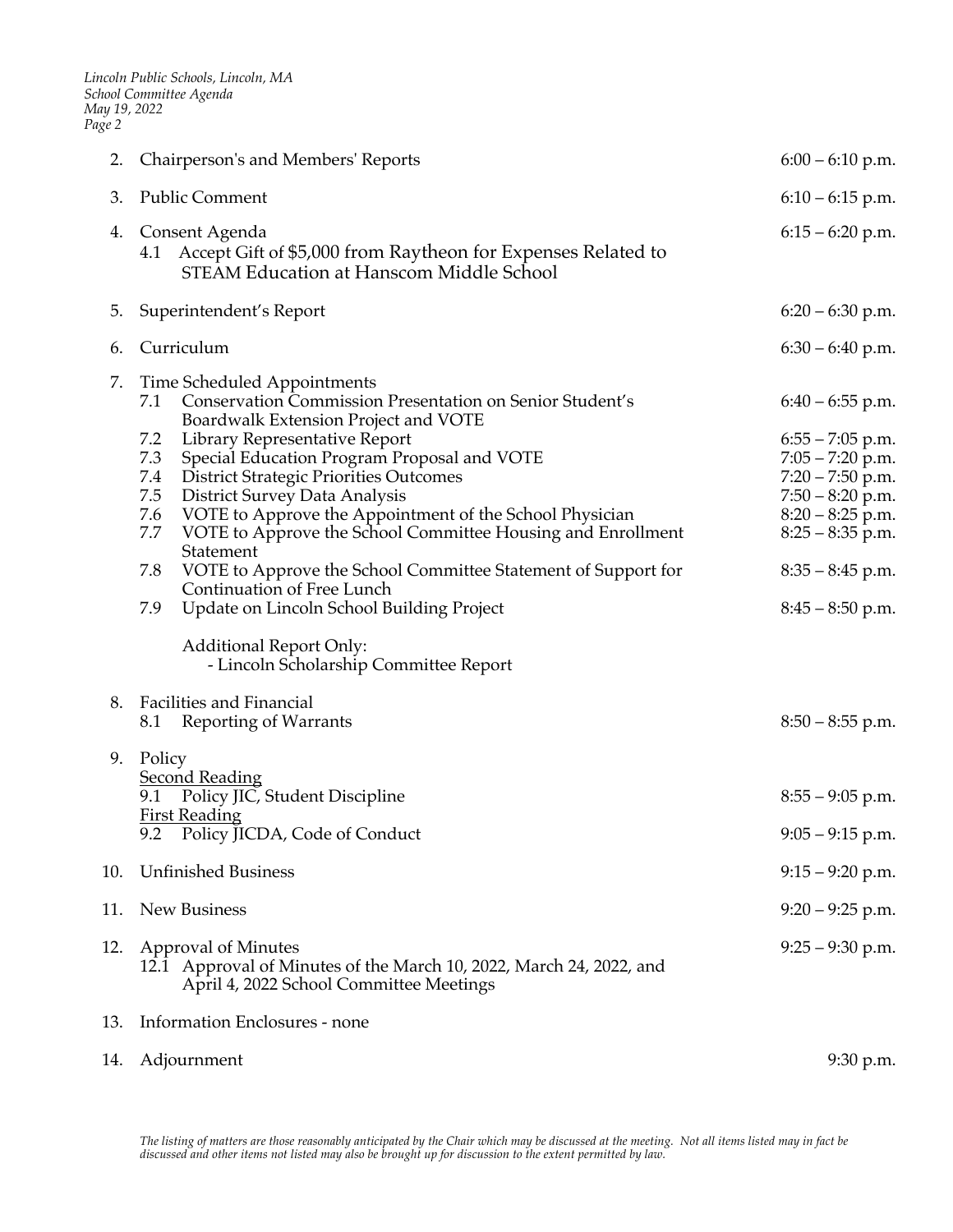2. Chairperson's and Members' Reports 6:00 – 6:10 p.m.

3. Public Comment 6:10 – 6:15 p.m.

4. Consent Agenda 6:15 – 6:20 p.m.
   - 4.1 Accept Gift of $5,000 from Raytheon for Expenses Related to STEAM Education at Hanscom Middle School

5. Superintendent's Report 6:20 – 6:30 p.m.

6. Curriculum 6:30 – 6:40 p.m.

7. Time Scheduled Appointments
   - 7.1 Conservation Commission Presentation on Senior Student's Boardwalk Extension Project and VOTE 6:40 – 6:55 p.m.
   - 7.2 Library Representative Report 6:55 – 7:05 p.m.
   - 7.3 Special Education Program Proposal and VOTE 7:05 – 7:20 p.m.
   - 7.4 District Strategic Priorities Outcomes 7:20 – 7:50 p.m.
   - 7.5 District Survey Data Analysis 7:50 – 8:20 p.m.
   - 7.6 VOTE to Approve the Appointment of the School Physician 8:20 – 8:25 p.m.
   - 7.7 VOTE to Approve the School Committee Housing and Enrollment Statement 8:25 – 8:35 p.m.
   - 7.8 VOTE to Approve the School Committee Statement of Support for Continuation of Free Lunch 8:35 – 8:45 p.m.
   - 7.9 Update on Lincoln School Building Project 8:45 – 8:50 p.m.

   Additional Report Only:
   - Lincoln Scholarship Committee Report

8. Facilities and Financial
   - 8.1 Reporting of Warrants 8:50 – 8:55 p.m.

9. Policy

   <u>Second Reading</u>
   - 9.1 Policy JIC, Student Discipline 8:55 – 9:05 p.m.

   <u>First Reading</u>
   - 9.2 Policy JICDA, Code of Conduct 9:05 – 9:15 p.m.

10. Unfinished Business 9:15 – 9:20 p.m.

11. New Business 9:20 – 9:25 p.m.

12. Approval of Minutes 9:25 – 9:30 p.m.
    - 12.1 Approval of Minutes of the March 10, 2022, March 24, 2022, and April 4, 2022 School Committee Meetings

13. Information Enclosures - none

14. Adjournment 9:30 p.m.

*The listing of matters are those reasonably anticipated by the Chair which may be discussed at the meeting. Not all items listed may in fact be discussed and other items not listed may also be brought up for discussion to the extent permitted by law.*